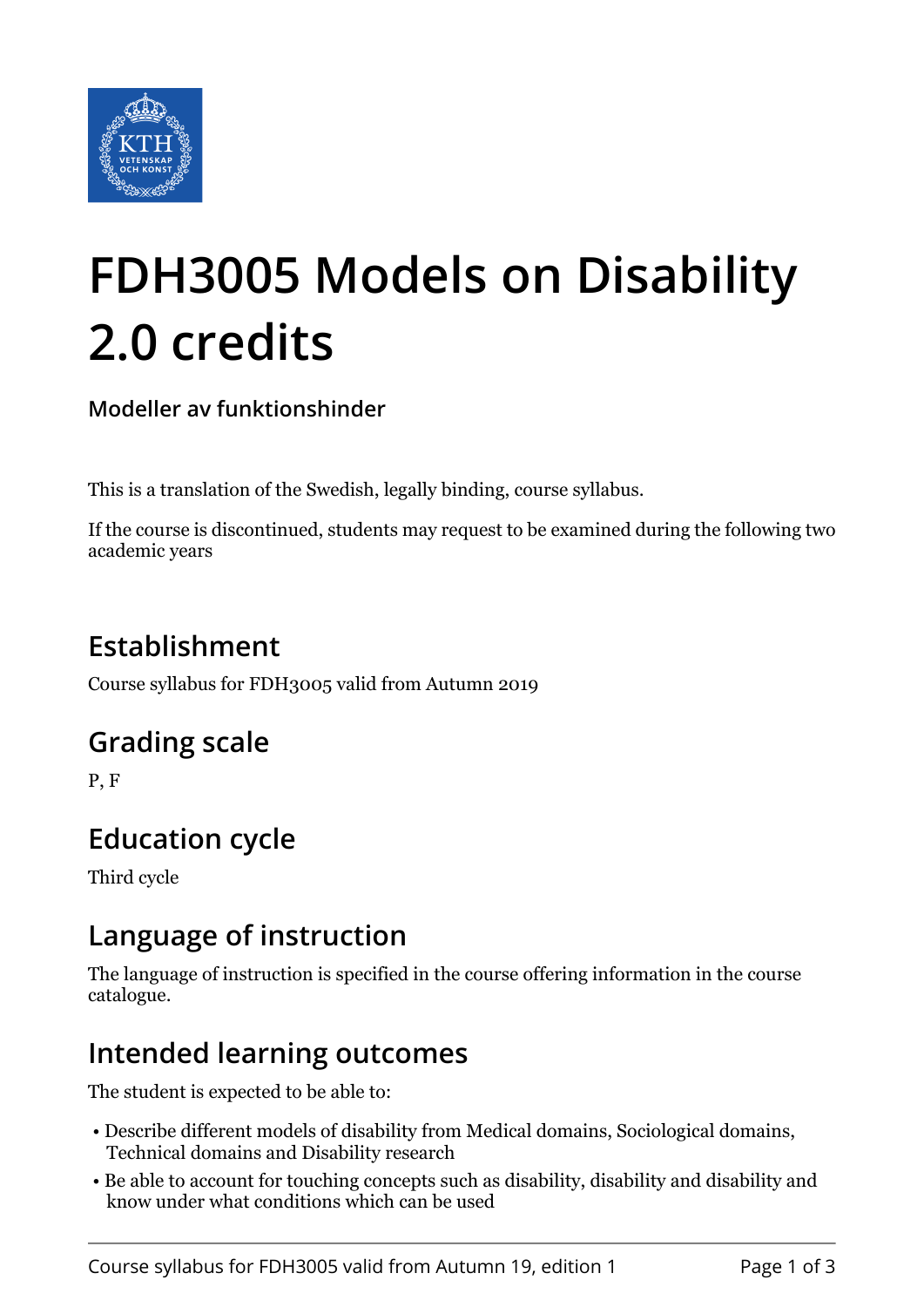# FDH3005 Models on Disability 2.0 credits

**Modeller av funktionshinder**

This is a translation of the Swedish, legally binding, course syllabus.

If the course is discontinued, students may request to be examined during the following two academic years

## Establishment

Course syllabus for FDH3005 valid from Autumn 2019

## Grading scale

P, F

## Education cycle

Third cycle

## Language of instruction

The language of instruction is specified in the course offering information in the course catalogue.

## Intended learning outcomes

The student is expected to be able to:

- Describe different models of disability from Medical domains, Sociological domains, Technical domains and Disability research
- Be able to account for touching concepts such as disability, disability and disability and know under what conditions which can be used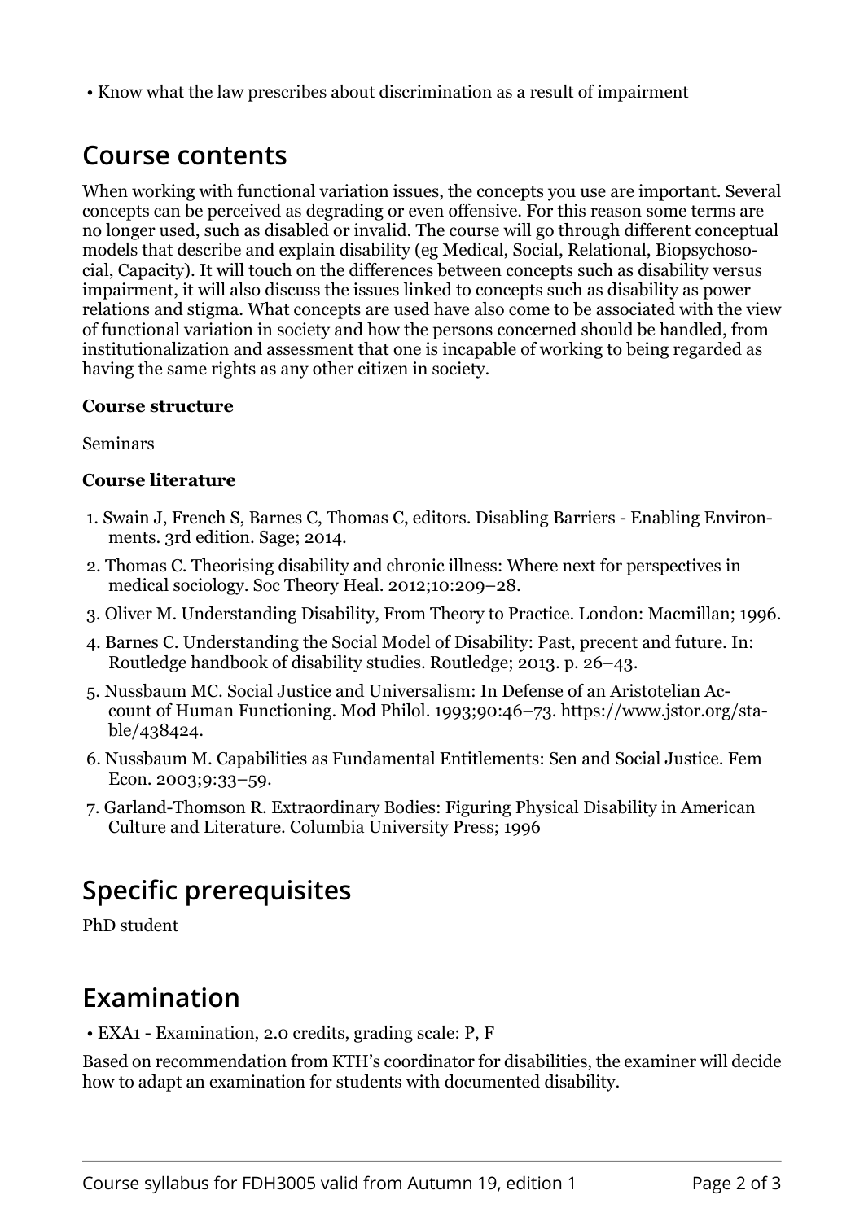- Know what the law prescribes about discrimination as a result of impairment

## Course contents

When working with functional variation issues, the concepts you use are important. Several concepts can be perceived as degrading or even offensive. For this reason some terms are no longer used, such as disabled or invalid. The course will go through different conceptual models that describe and explain disability (eg Medical, Social, Relational, Biopsychosocial, Capacity). It will touch on the differences between concepts such as disability versus impairment, it will also discuss the issues linked to concepts such as disability as power relations and stigma. What concepts are used have also come to be associated with the view of functional variation in society and how the persons concerned should be handled, from institutionalization and assessment that one is incapable of working to being regarded as having the same rights as any other citizen in society.

**Course structure**

Seminars

**Course literature**

1. Swain J, French S, Barnes C, Thomas C, editors. Disabling Barriers - Enabling Environments. 3rd edition. Sage; 2014.
2. Thomas C. Theorising disability and chronic illness: Where next for perspectives in medical sociology. Soc Theory Heal. 2012;10:209–28.
3. Oliver M. Understanding Disability, From Theory to Practice. London: Macmillan; 1996.
4. Barnes C. Understanding the Social Model of Disability: Past, precent and future. In: Routledge handbook of disability studies. Routledge; 2013. p. 26–43.
5. Nussbaum MC. Social Justice and Universalism: In Defense of an Aristotelian Account of Human Functioning. Mod Philol. 1993;90:46–73. https://www.jstor.org/stable/438424.
6. Nussbaum M. Capabilities as Fundamental Entitlements: Sen and Social Justice. Fem Econ. 2003;9:33–59.
7. Garland-Thomson R. Extraordinary Bodies: Figuring Physical Disability in American Culture and Literature. Columbia University Press; 1996

## Specific prerequisites

PhD student

## Examination

- EXA1 - Examination, 2.0 credits, grading scale: P, F

Based on recommendation from KTH's coordinator for disabilities, the examiner will decide how to adapt an examination for students with documented disability.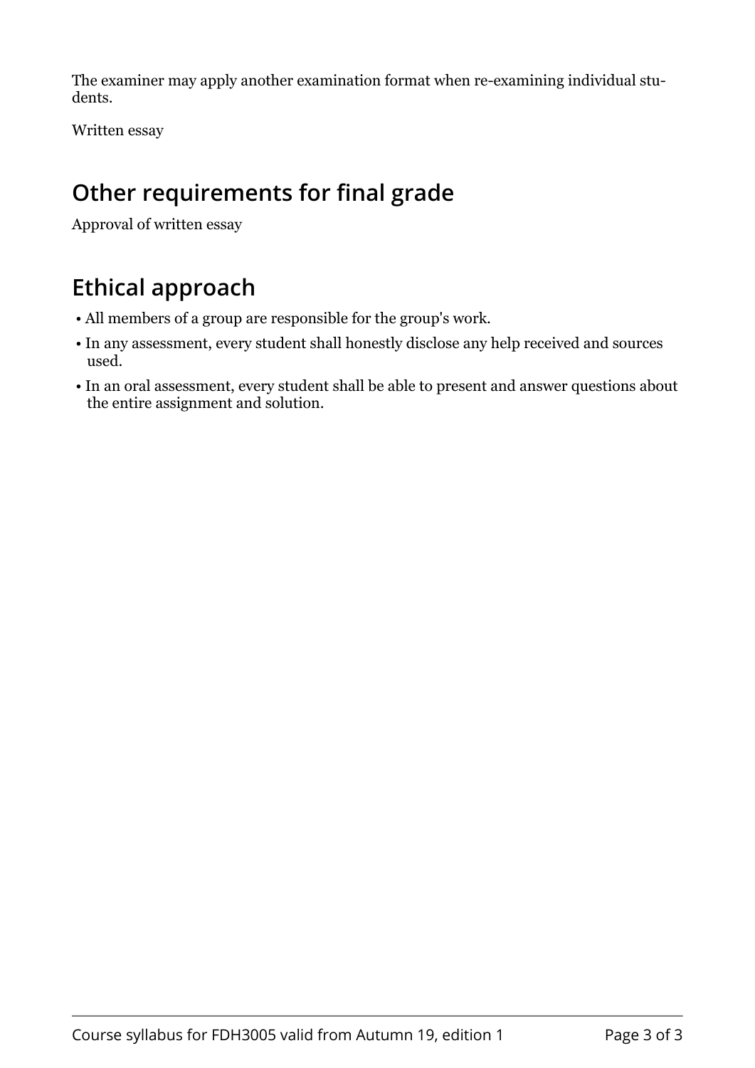The examiner may apply another examination format when re-examining individual students.

Written essay

## Other requirements for final grade

Approval of written essay

## Ethical approach

- All members of a group are responsible for the group's work.
- In any assessment, every student shall honestly disclose any help received and sources used.
- In an oral assessment, every student shall be able to present and answer questions about the entire assignment and solution.